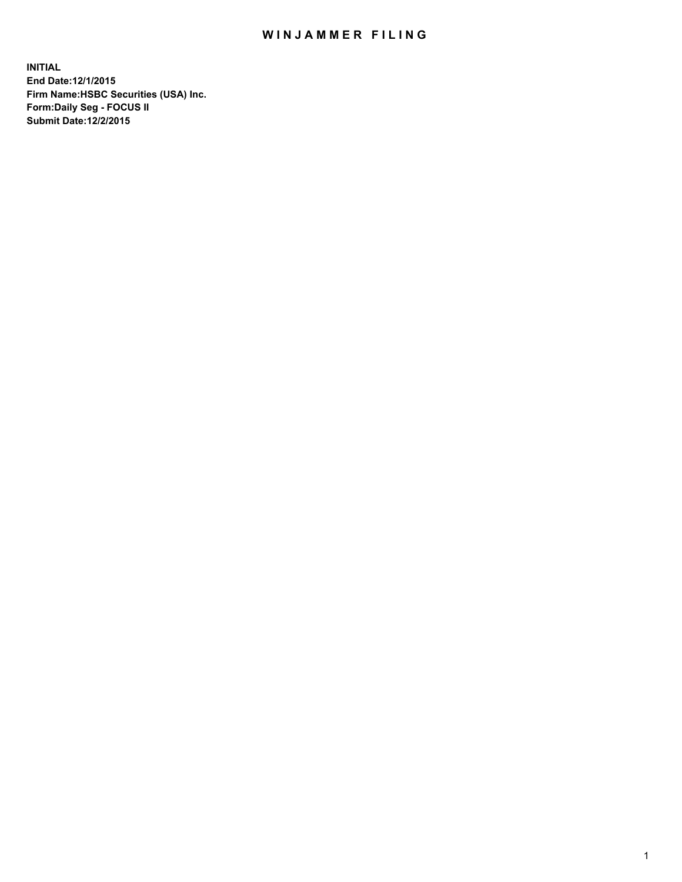# WINJAMMER FILING

**INITIAL**
**End Date:12/1/2015**
**Firm Name:HSBC Securities (USA) Inc.**
**Form:Daily Seg - FOCUS II**
**Submit Date:12/2/2015**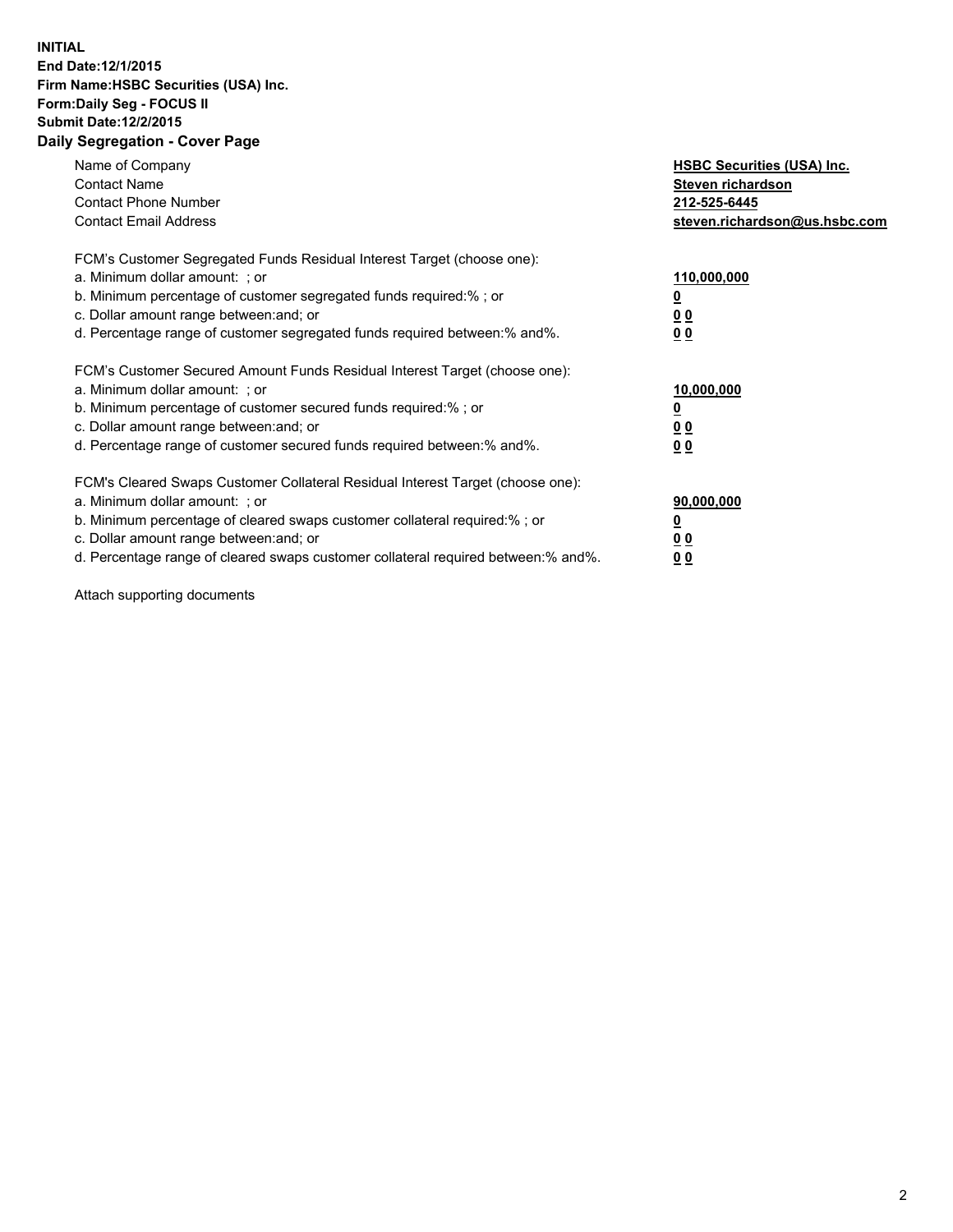**INITIAL**
**End Date:12/1/2015**
**Firm Name:HSBC Securities (USA) Inc.**
**Form:Daily Seg - FOCUS II**
**Submit Date:12/2/2015**

## Daily Segregation - Cover Page

| | |
|---|---|
| Name of Company | **HSBC Securities (USA) Inc.** |
| Contact Name | **Steven richardson** |
| Contact Phone Number | **212-525-6445** |
| Contact Email Address | **steven.richardson@us.hsbc.com** |

FCM's Customer Segregated Funds Residual Interest Target (choose one):

| | |
|---|---|
| a. Minimum dollar amount: ; or | **110,000,000** |
| b. Minimum percentage of customer segregated funds required:% ; or | **0** |
| c. Dollar amount range between:and; or | **0 0** |
| d. Percentage range of customer segregated funds required between:% and%. | **0 0** |

FCM's Customer Secured Amount Funds Residual Interest Target (choose one):

| | |
|---|---|
| a. Minimum dollar amount: ; or | **10,000,000** |
| b. Minimum percentage of customer secured funds required:% ; or | **0** |
| c. Dollar amount range between:and; or | **0 0** |
| d. Percentage range of customer secured funds required between:% and%. | **0 0** |

FCM's Cleared Swaps Customer Collateral Residual Interest Target (choose one):

| | |
|---|---|
| a. Minimum dollar amount: ; or | **90,000,000** |
| b. Minimum percentage of cleared swaps customer collateral required:% ; or | **0** |
| c. Dollar amount range between:and; or | **0 0** |
| d. Percentage range of cleared swaps customer collateral required between:% and%. | **0 0** |

Attach supporting documents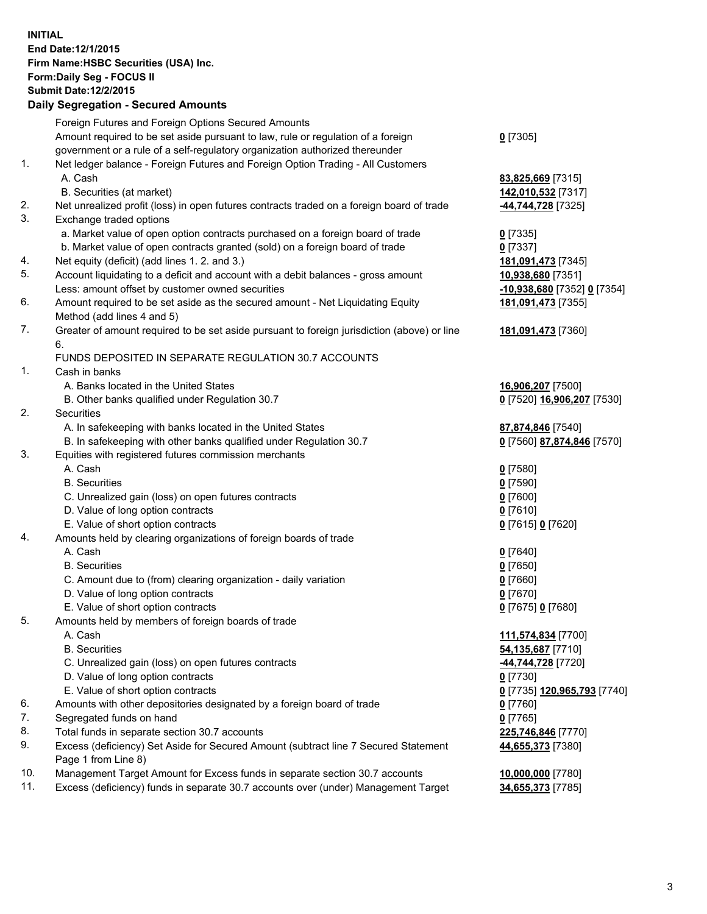**INITIAL**
**End Date:12/1/2015**
**Firm Name:HSBC Securities (USA) Inc.**
**Form:Daily Seg - FOCUS II**
**Submit Date:12/2/2015**

## Daily Segregation - Secured Amounts

| | | |
|---|---|---|
| | Foreign Futures and Foreign Options Secured Amounts | |
| | Amount required to be set aside pursuant to law, rule or regulation of a foreign government or a rule of a self-regulatory organization authorized thereunder | **0** [7305] |
| 1. | Net ledger balance - Foreign Futures and Foreign Option Trading - All Customers | |
| | A. Cash | **83,825,669** [7315] |
| | B. Securities (at market) | **142,010,532** [7317] |
| 2. | Net unrealized profit (loss) in open futures contracts traded on a foreign board of trade | **-44,744,728** [7325] |
| 3. | Exchange traded options | |
| | a. Market value of open option contracts purchased on a foreign board of trade | **0** [7335] |
| | b. Market value of open contracts granted (sold) on a foreign board of trade | **0** [7337] |
| 4. | Net equity (deficit) (add lines 1. 2. and 3.) | **181,091,473** [7345] |
| 5. | Account liquidating to a deficit and account with a debit balances - gross amount | **10,938,680** [7351] |
| | Less: amount offset by customer owned securities | **-10,938,680** [7352] **0** [7354] |
| 6. | Amount required to be set aside as the secured amount - Net Liquidating Equity Method (add lines 4 and 5) | **181,091,473** [7355] |
| 7. | Greater of amount required to be set aside pursuant to foreign jurisdiction (above) or line 6. | **181,091,473** [7360] |
| | FUNDS DEPOSITED IN SEPARATE REGULATION 30.7 ACCOUNTS | |
| 1. | Cash in banks | |
| | A. Banks located in the United States | **16,906,207** [7500] |
| | B. Other banks qualified under Regulation 30.7 | **0** [7520] **16,906,207** [7530] |
| 2. | Securities | |
| | A. In safekeeping with banks located in the United States | **87,874,846** [7540] |
| | B. In safekeeping with other banks qualified under Regulation 30.7 | **0** [7560] **87,874,846** [7570] |
| 3. | Equities with registered futures commission merchants | |
| | A. Cash | **0** [7580] |
| | B. Securities | **0** [7590] |
| | C. Unrealized gain (loss) on open futures contracts | **0** [7600] |
| | D. Value of long option contracts | **0** [7610] |
| | E. Value of short option contracts | **0** [7615] **0** [7620] |
| 4. | Amounts held by clearing organizations of foreign boards of trade | |
| | A. Cash | **0** [7640] |
| | B. Securities | **0** [7650] |
| | C. Amount due to (from) clearing organization - daily variation | **0** [7660] |
| | D. Value of long option contracts | **0** [7670] |
| | E. Value of short option contracts | **0** [7675] **0** [7680] |
| 5. | Amounts held by members of foreign boards of trade | |
| | A. Cash | **111,574,834** [7700] |
| | B. Securities | **54,135,687** [7710] |
| | C. Unrealized gain (loss) on open futures contracts | **-44,744,728** [7720] |
| | D. Value of long option contracts | **0** [7730] |
| | E. Value of short option contracts | **0** [7735] **120,965,793** [7740] |
| 6. | Amounts with other depositories designated by a foreign board of trade | **0** [7760] |
| 7. | Segregated funds on hand | **0** [7765] |
| 8. | Total funds in separate section 30.7 accounts | **225,746,846** [7770] |
| 9. | Excess (deficiency) Set Aside for Secured Amount (subtract line 7 Secured Statement Page 1 from Line 8) | **44,655,373** [7380] |
| 10. | Management Target Amount for Excess funds in separate section 30.7 accounts | **10,000,000** [7780] |
| 11. | Excess (deficiency) funds in separate 30.7 accounts over (under) Management Target | **34,655,373** [7785] |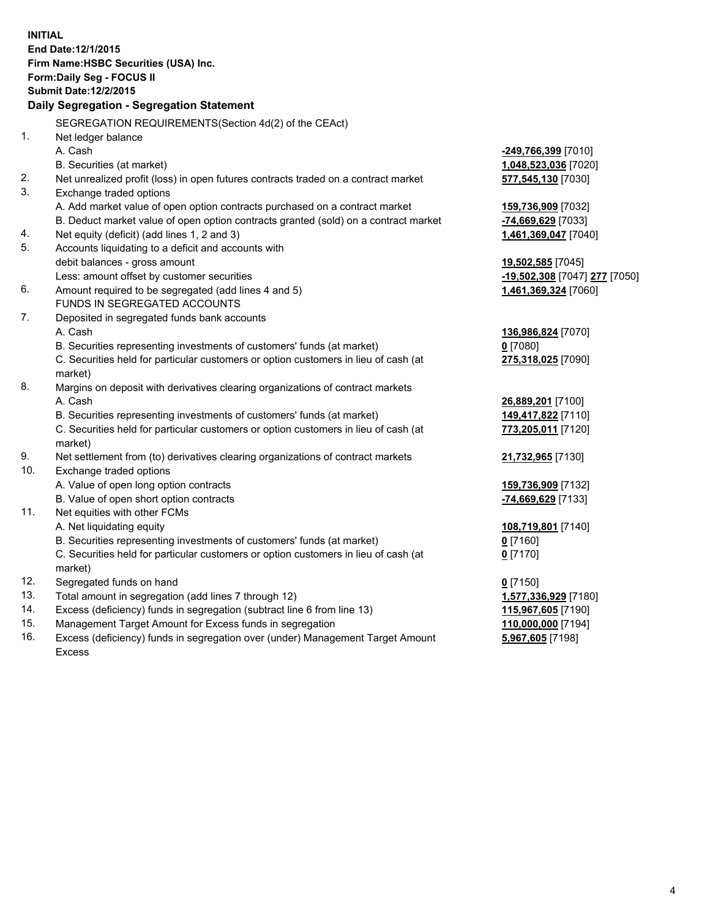**INITIAL**
**End Date:12/1/2015**
**Firm Name:HSBC Securities (USA) Inc.**
**Form:Daily Seg - FOCUS II**
**Submit Date:12/2/2015**

### Daily Segregation - Segregation Statement

| | | |
|---|---|---|
| | SEGREGATION REQUIREMENTS(Section 4d(2) of the CEAct) | |
| 1. | Net ledger balance | |
| | A. Cash | **-249,766,399** [7010] |
| | B. Securities (at market) | **1,048,523,036** [7020] |
| 2. | Net unrealized profit (loss) in open futures contracts traded on a contract market | **577,545,130** [7030] |
| 3. | Exchange traded options | |
| | A. Add market value of open option contracts purchased on a contract market | **159,736,909** [7032] |
| | B. Deduct market value of open option contracts granted (sold) on a contract market | **-74,669,629** [7033] |
| 4. | Net equity (deficit) (add lines 1, 2 and 3) | **1,461,369,047** [7040] |
| 5. | Accounts liquidating to a deficit and accounts with debit balances - gross amount | **19,502,585** [7045] |
| | Less: amount offset by customer securities | **-19,502,308** [7047] **277** [7050] |
| 6. | Amount required to be segregated (add lines 4 and 5) | **1,461,369,324** [7060] |
| | FUNDS IN SEGREGATED ACCOUNTS | |
| 7. | Deposited in segregated funds bank accounts | |
| | A. Cash | **136,986,824** [7070] |
| | B. Securities representing investments of customers' funds (at market) | **0** [7080] |
| | C. Securities held for particular customers or option customers in lieu of cash (at market) | **275,318,025** [7090] |
| 8. | Margins on deposit with derivatives clearing organizations of contract markets | |
| | A. Cash | **26,889,201** [7100] |
| | B. Securities representing investments of customers' funds (at market) | **149,417,822** [7110] |
| | C. Securities held for particular customers or option customers in lieu of cash (at market) | **773,205,011** [7120] |
| 9. | Net settlement from (to) derivatives clearing organizations of contract markets | **21,732,965** [7130] |
| 10. | Exchange traded options | |
| | A. Value of open long option contracts | **159,736,909** [7132] |
| | B. Value of open short option contracts | **-74,669,629** [7133] |
| 11. | Net equities with other FCMs | |
| | A. Net liquidating equity | **108,719,801** [7140] |
| | B. Securities representing investments of customers' funds (at market) | **0** [7160] |
| | C. Securities held for particular customers or option customers in lieu of cash (at market) | **0** [7170] |
| 12. | Segregated funds on hand | **0** [7150] |
| 13. | Total amount in segregation (add lines 7 through 12) | **1,577,336,929** [7180] |
| 14. | Excess (deficiency) funds in segregation (subtract line 6 from line 13) | **115,967,605** [7190] |
| 15. | Management Target Amount for Excess funds in segregation | **110,000,000** [7194] |
| 16. | Excess (deficiency) funds in segregation over (under) Management Target Amount Excess | **5,967,605** [7198] |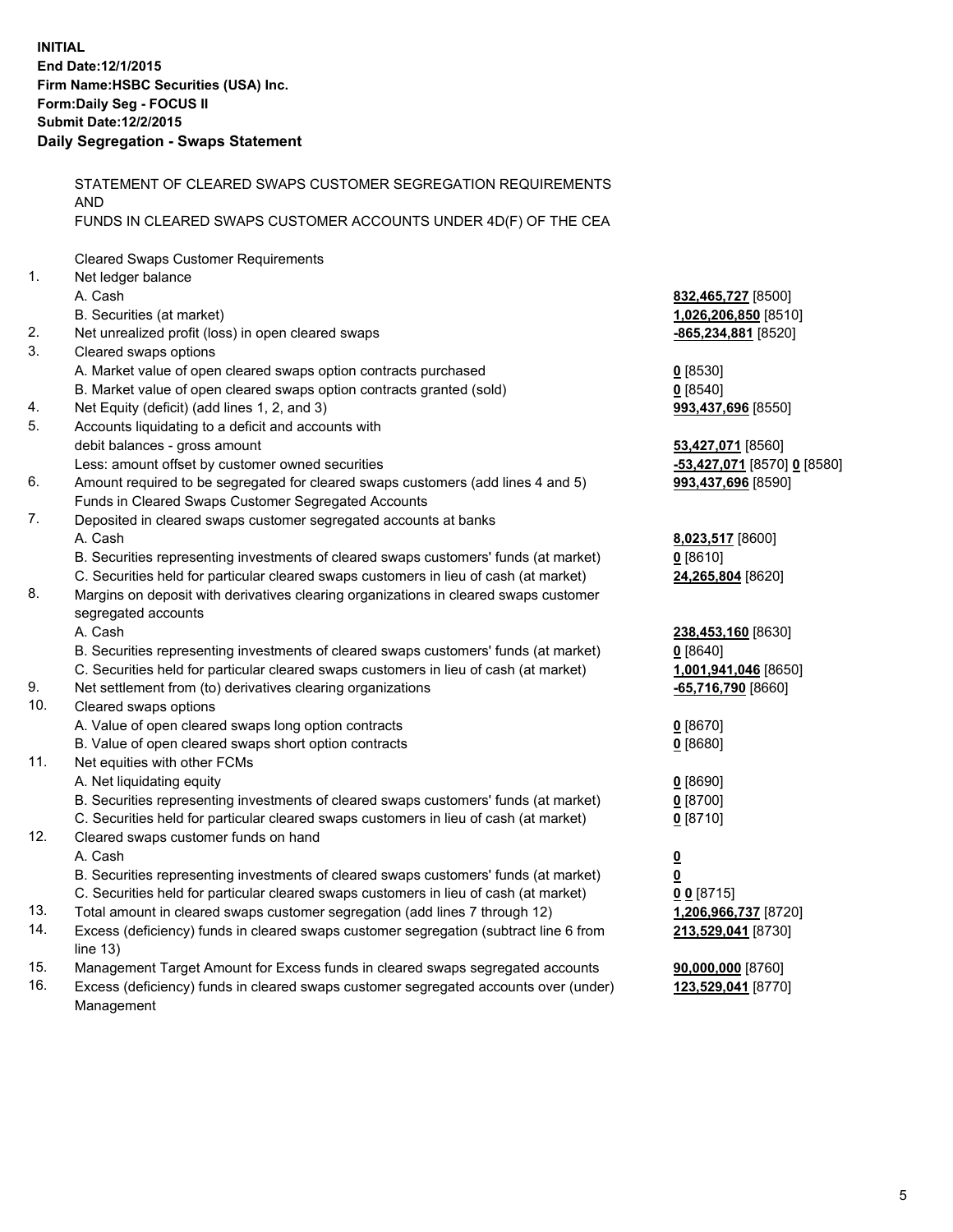**INITIAL**
**End Date:12/1/2015**
**Firm Name:HSBC Securities (USA) Inc.**
**Form:Daily Seg - FOCUS II**
**Submit Date:12/2/2015**
**Daily Segregation - Swaps Statement**

STATEMENT OF CLEARED SWAPS CUSTOMER SEGREGATION REQUIREMENTS AND FUNDS IN CLEARED SWAPS CUSTOMER ACCOUNTS UNDER 4D(F) OF THE CEA

| | | |
|---|---|---|
| | Cleared Swaps Customer Requirements | |
| 1. | Net ledger balance | |
| | A. Cash | **832,465,727** [8500] |
| | B. Securities (at market) | **1,026,206,850** [8510] |
| 2. | Net unrealized profit (loss) in open cleared swaps | **-865,234,881** [8520] |
| 3. | Cleared swaps options | |
| | A. Market value of open cleared swaps option contracts purchased | **0** [8530] |
| | B. Market value of open cleared swaps option contracts granted (sold) | **0** [8540] |
| 4. | Net Equity (deficit) (add lines 1, 2, and 3) | **993,437,696** [8550] |
| 5. | Accounts liquidating to a deficit and accounts with | |
| | debit balances - gross amount | **53,427,071** [8560] |
| | Less: amount offset by customer owned securities | **-53,427,071** [8570] **0** [8580] |
| 6. | Amount required to be segregated for cleared swaps customers (add lines 4 and 5) | **993,437,696** [8590] |
| | Funds in Cleared Swaps Customer Segregated Accounts | |
| 7. | Deposited in cleared swaps customer segregated accounts at banks | |
| | A. Cash | **8,023,517** [8600] |
| | B. Securities representing investments of cleared swaps customers' funds (at market) | **0** [8610] |
| | C. Securities held for particular cleared swaps customers in lieu of cash (at market) | **24,265,804** [8620] |
| 8. | Margins on deposit with derivatives clearing organizations in cleared swaps customer segregated accounts | |
| | A. Cash | **238,453,160** [8630] |
| | B. Securities representing investments of cleared swaps customers' funds (at market) | **0** [8640] |
| | C. Securities held for particular cleared swaps customers in lieu of cash (at market) | **1,001,941,046** [8650] |
| 9. | Net settlement from (to) derivatives clearing organizations | **-65,716,790** [8660] |
| 10. | Cleared swaps options | |
| | A. Value of open cleared swaps long option contracts | **0** [8670] |
| | B. Value of open cleared swaps short option contracts | **0** [8680] |
| 11. | Net equities with other FCMs | |
| | A. Net liquidating equity | **0** [8690] |
| | B. Securities representing investments of cleared swaps customers' funds (at market) | **0** [8700] |
| | C. Securities held for particular cleared swaps customers in lieu of cash (at market) | **0** [8710] |
| 12. | Cleared swaps customer funds on hand | |
| | A. Cash | **0** |
| | B. Securities representing investments of cleared swaps customers' funds (at market) | **0** |
| | C. Securities held for particular cleared swaps customers in lieu of cash (at market) | **0** **0** [8715] |
| 13. | Total amount in cleared swaps customer segregation (add lines 7 through 12) | **1,206,966,737** [8720] |
| 14. | Excess (deficiency) funds in cleared swaps customer segregation (subtract line 6 from line 13) | **213,529,041** [8730] |
| 15. | Management Target Amount for Excess funds in cleared swaps segregated accounts | **90,000,000** [8760] |
| 16. | Excess (deficiency) funds in cleared swaps customer segregated accounts over (under) Management | **123,529,041** [8770] |